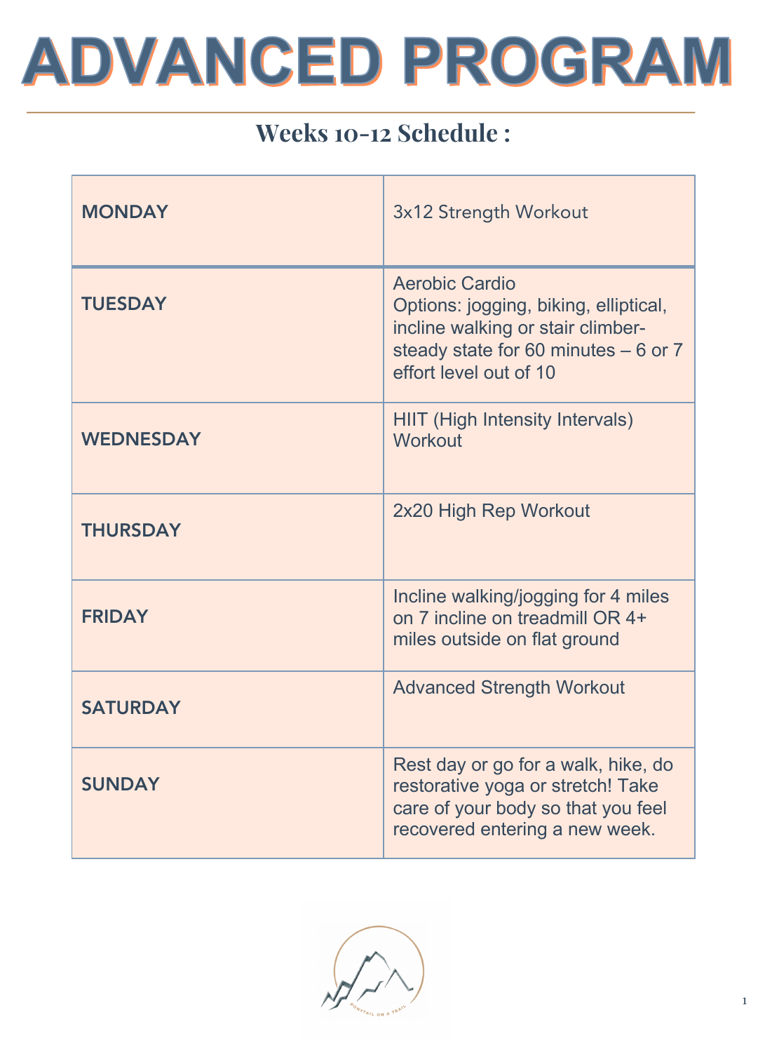# ADVANCED PROGRAM

## Weeks 10-12 Schedule :

| | |
|---|---|
| MONDAY | 3x12 Strength Workout |
| TUESDAY | Aerobic Cardio<br>Options: jogging, biking, elliptical, incline walking or stair climber- steady state for 60 minutes – 6 or 7 effort level out of 10 |
| WEDNESDAY | HIIT (High Intensity Intervals) Workout |
| THURSDAY | 2x20 High Rep Workout |
| FRIDAY | Incline walking/jogging for 4 miles on 7 incline on treadmill OR 4+ miles outside on flat ground |
| SATURDAY | Advanced Strength Workout |
| SUNDAY | Rest day or go for a walk, hike, do restorative yoga or stretch! Take care of your body so that you feel recovered entering a new week. |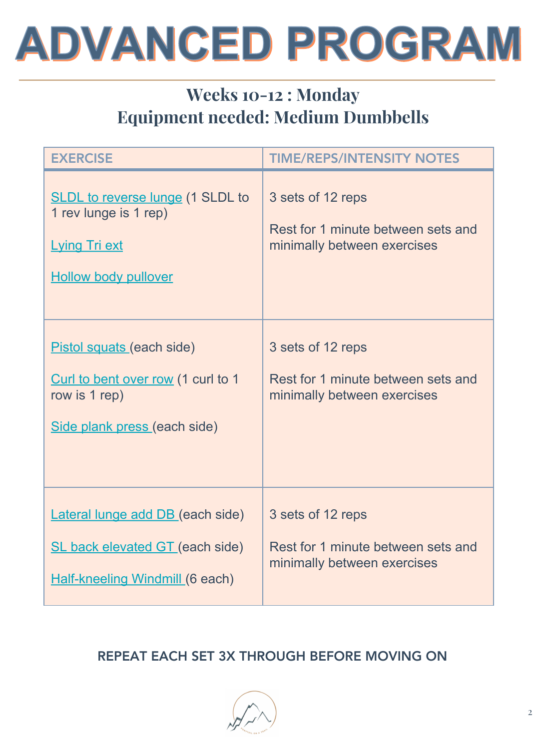# ADVANCED PROGRAM

## Weeks 10-12 : Monday
## Equipment needed: Medium Dumbbells

| EXERCISE | TIME/REPS/INTENSITY NOTES |
| --- | --- |
| SLDL to reverse lunge (1 SLDL to 1 rev lunge is 1 rep)<br><br>Lying Tri ext<br><br>Hollow body pullover | 3 sets of 12 reps<br><br>Rest for 1 minute between sets and minimally between exercises |
| Pistol squats (each side)<br><br>Curl to bent over row (1 curl to 1 row is 1 rep)<br><br>Side plank press (each side) | 3 sets of 12 reps<br><br>Rest for 1 minute between sets and minimally between exercises |
| Lateral lunge add DB (each side)<br><br>SL back elevated GT (each side)<br><br>Half-kneeling Windmill (6 each) | 3 sets of 12 reps<br><br>Rest for 1 minute between sets and minimally between exercises |

REPEAT EACH SET 3X THROUGH BEFORE MOVING ON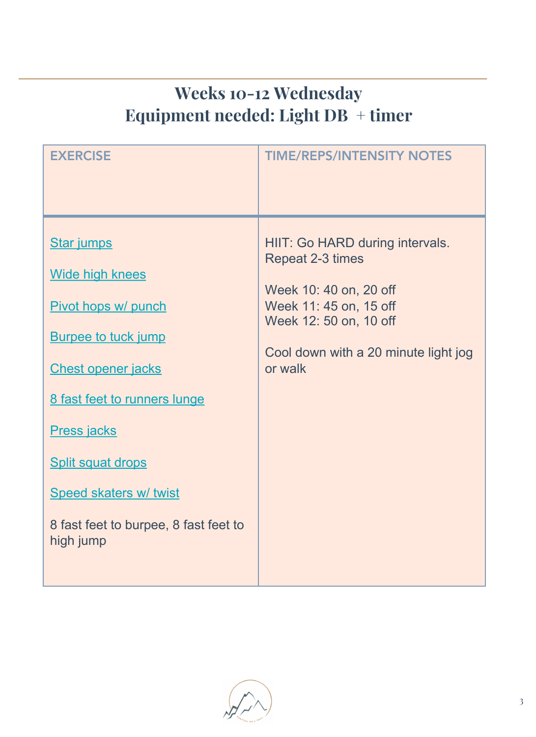# Weeks 10-12 Wednesday
## Equipment needed: Light DB + timer

| EXERCISE | TIME/REPS/INTENSITY NOTES |
|---|---|
| Star jumps<br><br>Wide high knees<br><br>Pivot hops w/ punch<br><br>Burpee to tuck jump<br><br>Chest opener jacks<br><br>8 fast feet to runners lunge<br><br>Press jacks<br><br>Split squat drops<br><br>Speed skaters w/ twist<br><br>8 fast feet to burpee, 8 fast feet to high jump | HIIT: Go HARD during intervals. Repeat 2-3 times<br><br>Week 10: 40 on, 20 off<br>Week 11: 45 on, 15 off<br>Week 12: 50 on, 10 off<br><br>Cool down with a 20 minute light jog or walk |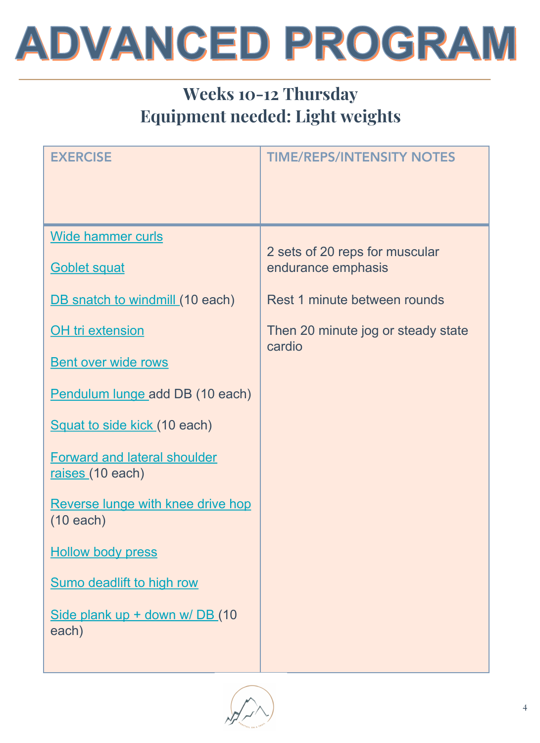# ADVANCED PROGRAM

## Weeks 10-12 Thursday
## Equipment needed: Light weights

| EXERCISE | TIME/REPS/INTENSITY NOTES |
|---|---|
| Wide hammer curls<br><br>Goblet squat<br><br>DB snatch to windmill (10 each)<br><br>OH tri extension<br><br>Bent over wide rows<br><br>Pendulum lunge add DB (10 each)<br><br>Squat to side kick (10 each)<br><br>Forward and lateral shoulder raises (10 each)<br><br>Reverse lunge with knee drive hop (10 each)<br><br>Hollow body press<br><br>Sumo deadlift to high row<br><br>Side plank up + down w/ DB (10 each) | 2 sets of 20 reps for muscular endurance emphasis<br><br>Rest 1 minute between rounds<br><br>Then 20 minute jog or steady state cardio |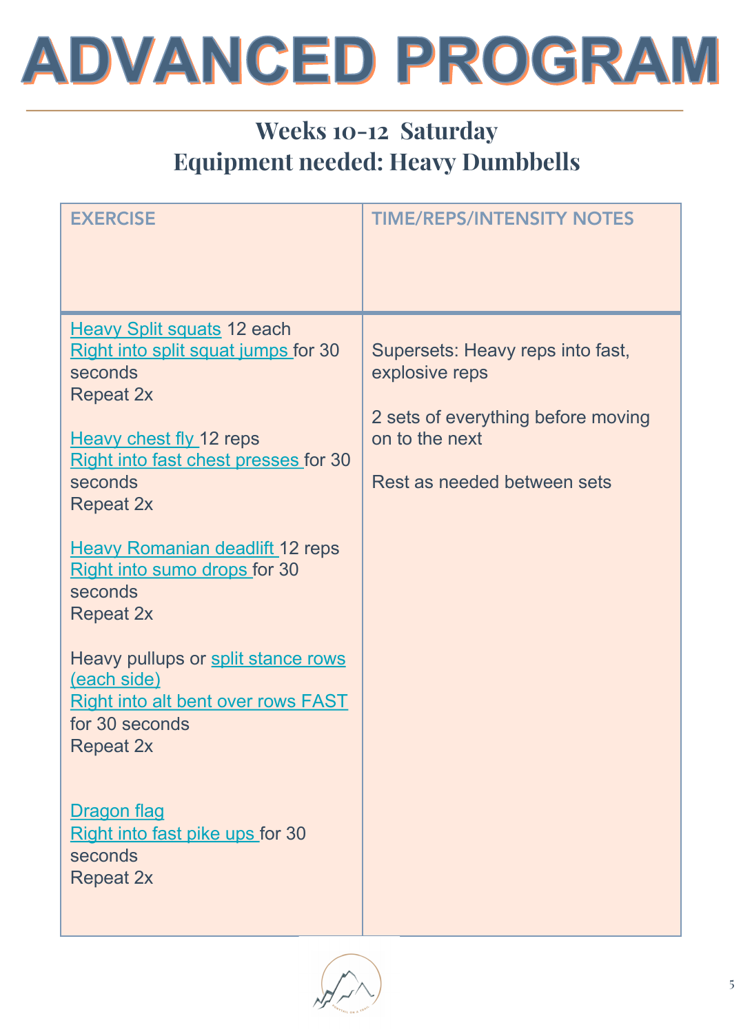# ADVANCED PROGRAM

## Weeks 10-12 Saturday
## Equipment needed: Heavy Dumbbells

| EXERCISE | TIME/REPS/INTENSITY NOTES |
|---|---|
| Heavy Split squats 12 each<br>Right into split squat jumps for 30 seconds<br>Repeat 2x<br><br>Heavy chest fly 12 reps<br>Right into fast chest presses for 30 seconds<br>Repeat 2x<br><br>Heavy Romanian deadlift 12 reps<br>Right into sumo drops for 30 seconds<br>Repeat 2x<br><br>Heavy pullups or split stance rows (each side)<br>Right into alt bent over rows FAST for 30 seconds<br>Repeat 2x<br><br>Dragon flag<br>Right into fast pike ups for 30 seconds<br>Repeat 2x | Supersets: Heavy reps into fast, explosive reps<br><br>2 sets of everything before moving on to the next<br><br>Rest as needed between sets |